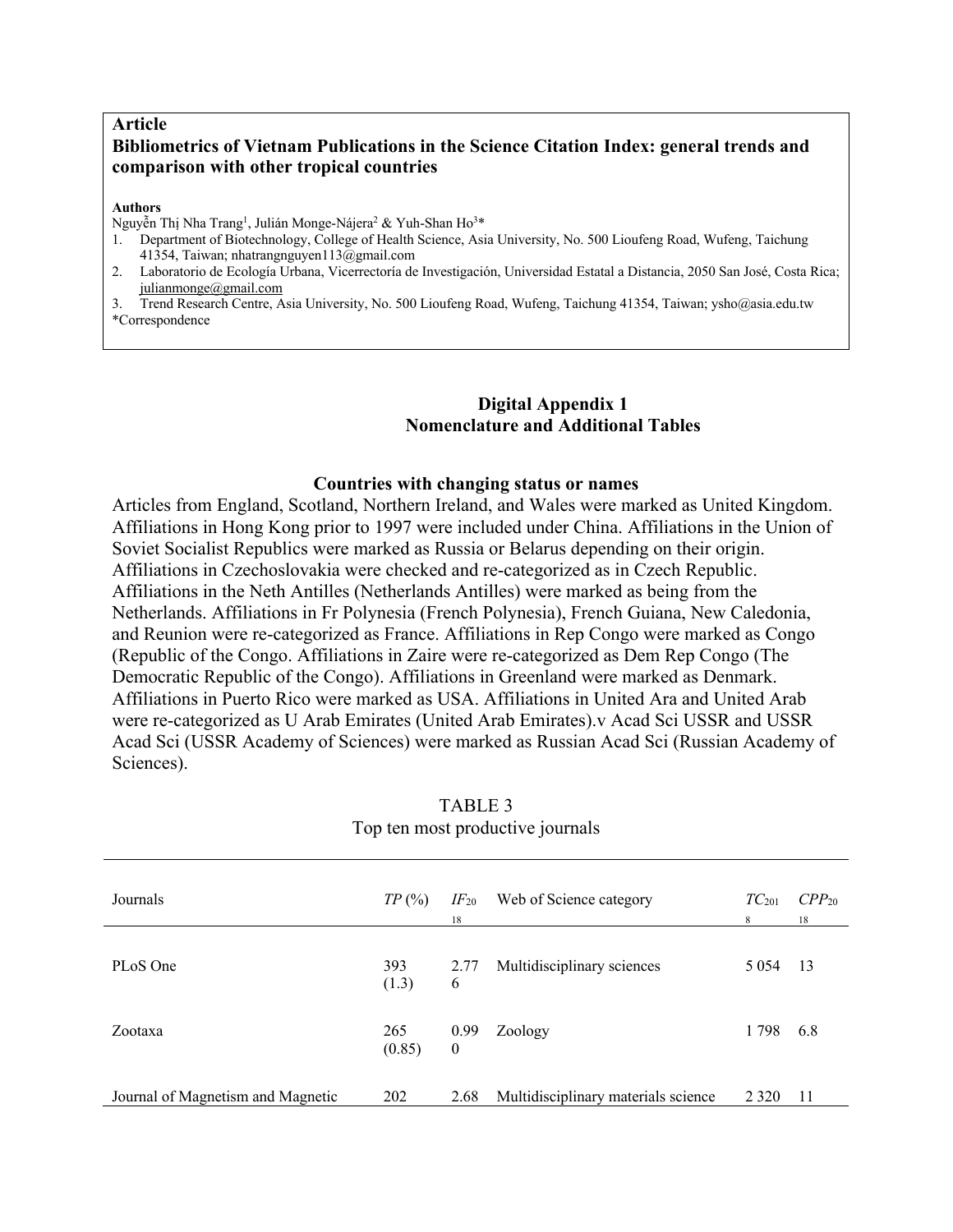**Article**

**Bibliometrics of Vietnam Publications in the Science Citation Index: general trends and comparison with other tropical countries**

**Authors**

Nguyễn Thị Nha Trang[1], Julián Monge-Nájera[2] & Yuh-Shan Ho[3]*

1. Department of Biotechnology, College of Health Science, Asia University, No. 500 Lioufeng Road, Wufeng, Taichung 41354, Taiwan; nhatrangnguyen113@gmail.com
2. Laboratorio de Ecología Urbana, Vicerrectoría de Investigación, Universidad Estatal a Distancia, 2050 San José, Costa Rica; julianmonge@gmail.com
3. Trend Research Centre, Asia University, No. 500 Lioufeng Road, Wufeng, Taichung 41354, Taiwan; ysho@asia.edu.tw

*Correspondence

## Digital Appendix 1
## Nomenclature and Additional Tables

### Countries with changing status or names

Articles from England, Scotland, Northern Ireland, and Wales were marked as United Kingdom. Affiliations in Hong Kong prior to 1997 were included under China. Affiliations in the Union of Soviet Socialist Republics were marked as Russia or Belarus depending on their origin. Affiliations in Czechoslovakia were checked and re-categorized as in Czech Republic. Affiliations in the Neth Antilles (Netherlands Antilles) were marked as being from the Netherlands. Affiliations in Fr Polynesia (French Polynesia), French Guiana, New Caledonia, and Reunion were re-categorized as France. Affiliations in Rep Congo were marked as Congo (Republic of the Congo. Affiliations in Zaire were re-categorized as Dem Rep Congo (The Democratic Republic of the Congo). Affiliations in Greenland were marked as Denmark. Affiliations in Puerto Rico were marked as USA. Affiliations in United Ara and United Arab were re-categorized as U Arab Emirates (United Arab Emirates).v Acad Sci USSR and USSR Acad Sci (USSR Academy of Sciences) were marked as Russian Acad Sci (Russian Academy of Sciences).

TABLE 3

Top ten most productive journals

| Journals | *TP* (%) | $IF_{2018}$ | Web of Science category | $TC_{2018}$ | $CPP_{2018}$ |
|---|---|---|---|---|---|
| PLoS One | 393 (1.3) | 2.776 | Multidisciplinary sciences | 5 054 | 13 |
| Zootaxa | 265 (0.85) | 0.990 | Zoology | 1 798 | 6.8 |
| Journal of Magnetism and Magnetic | 202 | 2.68 | Multidisciplinary materials science | 2 320 | 11 |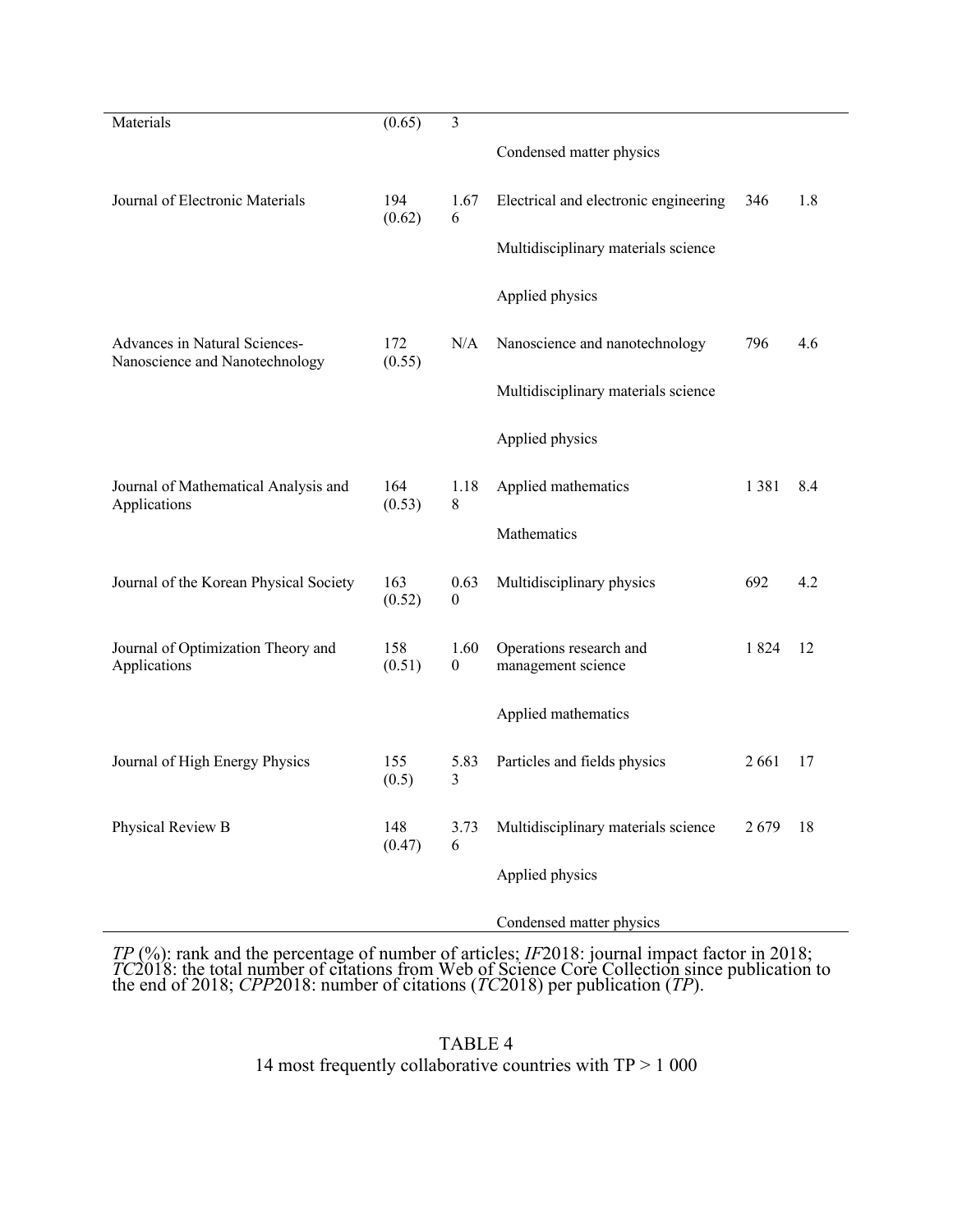| | | | | | |
|---|---|---|---|---|---|
| Materials | (0.65) | 3 | | | |
| | | | Condensed matter physics | | |
| Journal of Electronic Materials | 194 (0.62) | 1.676 | Electrical and electronic engineering | 346 | 1.8 |
| | | | Multidisciplinary materials science | | |
| | | | Applied physics | | |
| Advances in Natural Sciences-Nanoscience and Nanotechnology | 172 (0.55) | N/A | Nanoscience and nanotechnology | 796 | 4.6 |
| | | | Multidisciplinary materials science | | |
| | | | Applied physics | | |
| Journal of Mathematical Analysis and Applications | 164 (0.53) | 1.188 | Applied mathematics | 1 381 | 8.4 |
| | | | Mathematics | | |
| Journal of the Korean Physical Society | 163 (0.52) | 0.630 | Multidisciplinary physics | 692 | 4.2 |
| Journal of Optimization Theory and Applications | 158 (0.51) | 1.600 | Operations research and management science | 1 824 | 12 |
| | | | Applied mathematics | | |
| Journal of High Energy Physics | 155 (0.5) | 5.833 | Particles and fields physics | 2 661 | 17 |
| Physical Review B | 148 (0.47) | 3.736 | Multidisciplinary materials science | 2 679 | 18 |
| | | | Applied physics | | |
| | | | Condensed matter physics | | |

*TP* (%): rank and the percentage of number of articles; *IF*2018: journal impact factor in 2018; *TC*2018: the total number of citations from Web of Science Core Collection since publication to the end of 2018; *CPP*2018: number of citations (*TC*2018) per publication (*TP*).

TABLE 4

14 most frequently collaborative countries with TP > 1 000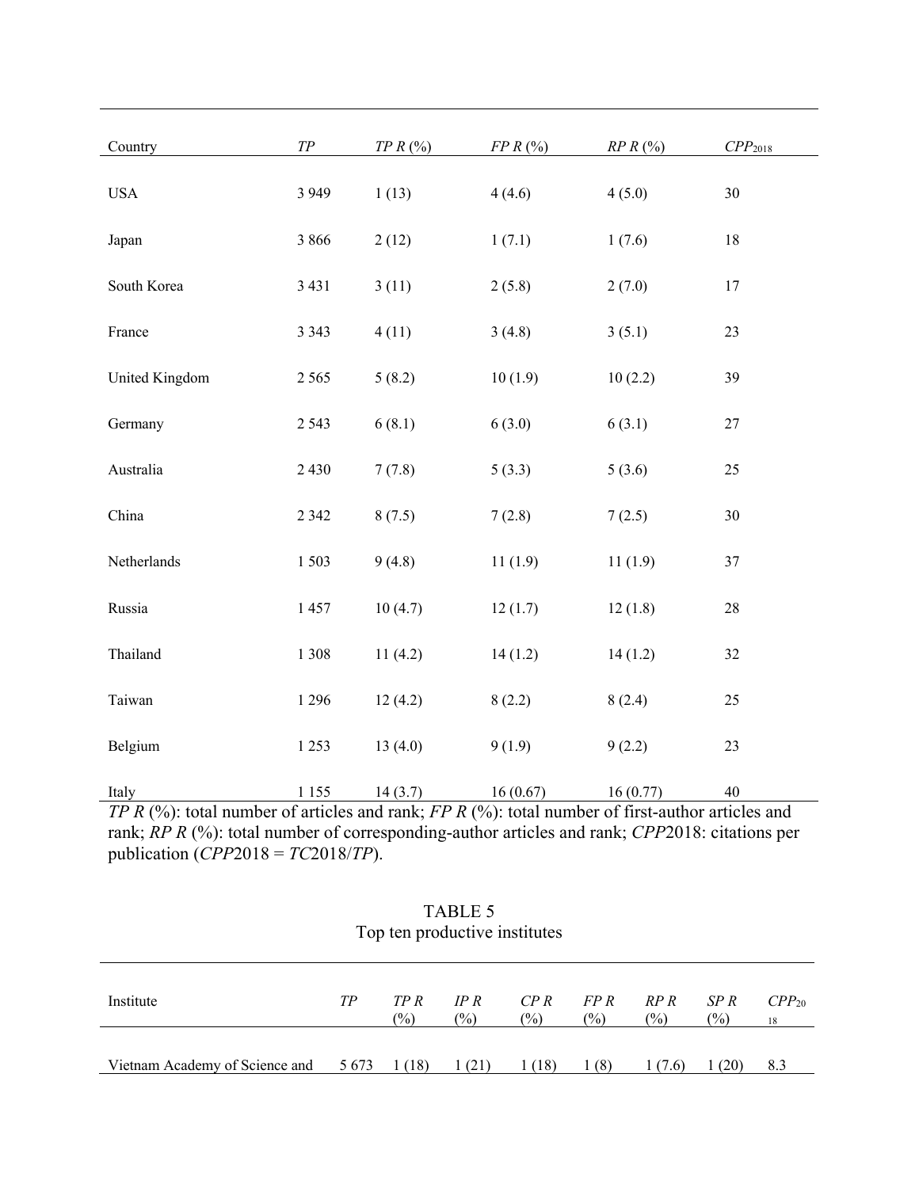| Country | *TP* | *TP R* (%) | *FP R* (%) | *RP R* (%) | $CPP_{2018}$ |
|---|---|---|---|---|---|
| USA | 3 949 | 1 (13) | 4 (4.6) | 4 (5.0) | 30 |
| Japan | 3 866 | 2 (12) | 1 (7.1) | 1 (7.6) | 18 |
| South Korea | 3 431 | 3 (11) | 2 (5.8) | 2 (7.0) | 17 |
| France | 3 343 | 4 (11) | 3 (4.8) | 3 (5.1) | 23 |
| United Kingdom | 2 565 | 5 (8.2) | 10 (1.9) | 10 (2.2) | 39 |
| Germany | 2 543 | 6 (8.1) | 6 (3.0) | 6 (3.1) | 27 |
| Australia | 2 430 | 7 (7.8) | 5 (3.3) | 5 (3.6) | 25 |
| China | 2 342 | 8 (7.5) | 7 (2.8) | 7 (2.5) | 30 |
| Netherlands | 1 503 | 9 (4.8) | 11 (1.9) | 11 (1.9) | 37 |
| Russia | 1 457 | 10 (4.7) | 12 (1.7) | 12 (1.8) | 28 |
| Thailand | 1 308 | 11 (4.2) | 14 (1.2) | 14 (1.2) | 32 |
| Taiwan | 1 296 | 12 (4.2) | 8 (2.2) | 8 (2.4) | 25 |
| Belgium | 1 253 | 13 (4.0) | 9 (1.9) | 9 (2.2) | 23 |
| Italy | 1 155 | 14 (3.7) | 16 (0.67) | 16 (0.77) | 40 |

*TP R* (%): total number of articles and rank; *FP R* (%): total number of first-author articles and rank; *RP R* (%): total number of corresponding-author articles and rank; *CPP*2018: citations per publication (*CPP*2018 = *TC*2018/*TP*).

TABLE 5
Top ten productive institutes

| Institute | *TP* | *TP R* (%) | *IP R* (%) | *CP R* (%) | *FP R* (%) | *RP R* (%) | *SP R* (%) | $CPP_{2018}$ |
|---|---|---|---|---|---|---|---|---|
| Vietnam Academy of Science and | 5 673 | 1 (18) | 1 (21) | 1 (18) | 1 (8) | 1 (7.6) | 1 (20) | 8.3 |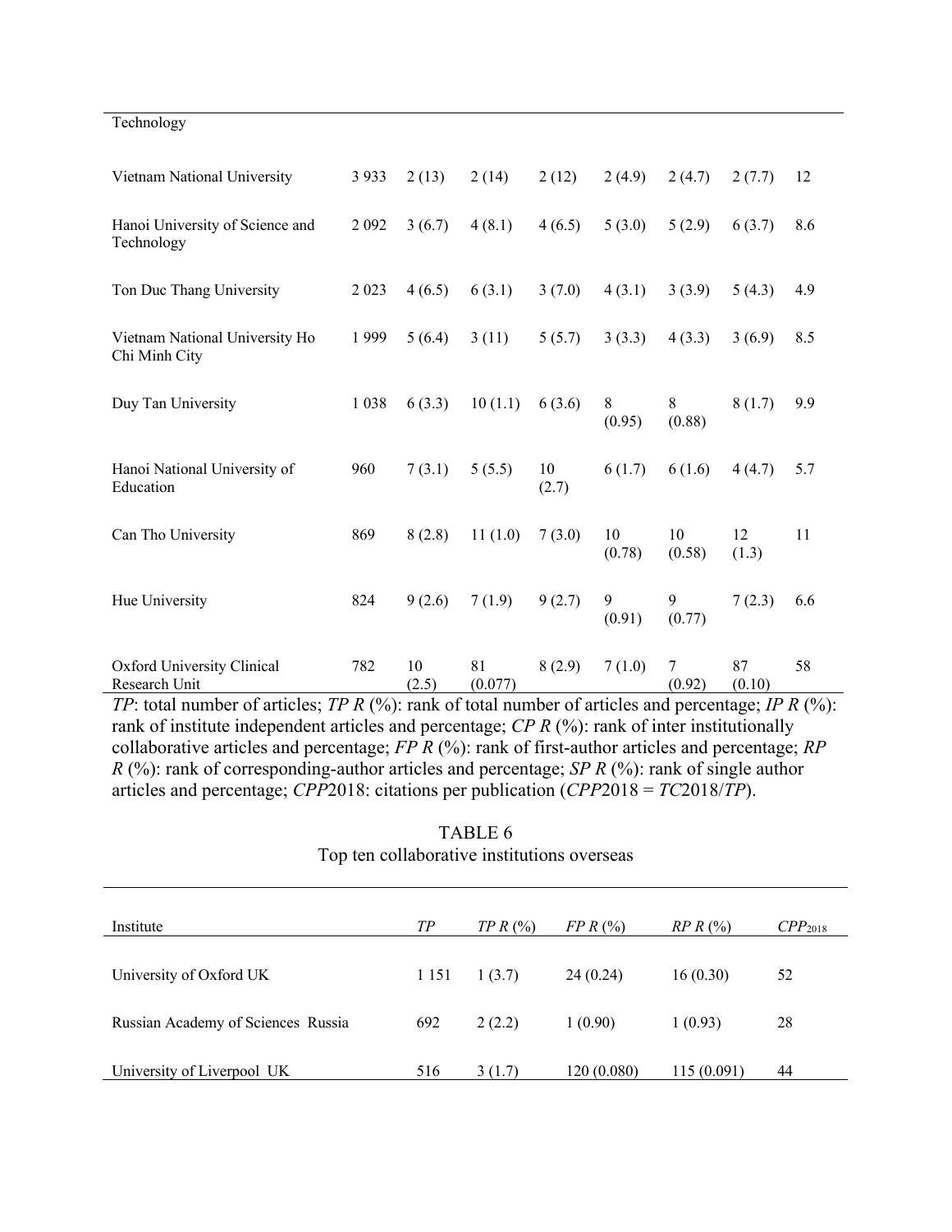| Institute | TP | TP R (%) | IP R (%) | CP R (%) | FP R (%) | RP R (%) | SP R (%) | $CPP_{2018}$ |
|---|---|---|---|---|---|---|---|---|
| Technology | | | | | | | | |
| Vietnam National University | 3 933 | 2 (13) | 2 (14) | 2 (12) | 2 (4.9) | 2 (4.7) | 2 (7.7) | 12 |
| Hanoi University of Science and Technology | 2 092 | 3 (6.7) | 4 (8.1) | 4 (6.5) | 5 (3.0) | 5 (2.9) | 6 (3.7) | 8.6 |
| Ton Duc Thang University | 2 023 | 4 (6.5) | 6 (3.1) | 3 (7.0) | 4 (3.1) | 3 (3.9) | 5 (4.3) | 4.9 |
| Vietnam National University Ho Chi Minh City | 1 999 | 5 (6.4) | 3 (11) | 5 (5.7) | 3 (3.3) | 4 (3.3) | 3 (6.9) | 8.5 |
| Duy Tan University | 1 038 | 6 (3.3) | 10 (1.1) | 6 (3.6) | 8 (0.95) | 8 (0.88) | 8 (1.7) | 9.9 |
| Hanoi National University of Education | 960 | 7 (3.1) | 5 (5.5) | 10 (2.7) | 6 (1.7) | 6 (1.6) | 4 (4.7) | 5.7 |
| Can Tho University | 869 | 8 (2.8) | 11 (1.0) | 7 (3.0) | 10 (0.78) | 10 (0.58) | 12 (1.3) | 11 |
| Hue University | 824 | 9 (2.6) | 7 (1.9) | 9 (2.7) | 9 (0.91) | 9 (0.77) | 7 (2.3) | 6.6 |
| Oxford University Clinical Research Unit | 782 | 10 (2.5) | 81 (0.077) | 8 (2.9) | 7 (1.0) | 7 (0.92) | 87 (0.10) | 58 |

*TP*: total number of articles; *TP R* (%): rank of total number of articles and percentage; *IP R* (%): rank of institute independent articles and percentage; *CP R* (%): rank of inter institutionally collaborative articles and percentage; *FP R* (%): rank of first-author articles and percentage; *RP R* (%): rank of corresponding-author articles and percentage; *SP R* (%): rank of single author articles and percentage; *CPP*2018: citations per publication (*CPP*2018 = *TC*2018/*TP*).

TABLE 6

Top ten collaborative institutions overseas

| Institute | *TP* | *TP R* (%) | *FP R* (%) | *RP R* (%) | $CPP_{2018}$ |
|---|---|---|---|---|---|
| University of Oxford UK | 1 151 | 1 (3.7) | 24 (0.24) | 16 (0.30) | 52 |
| Russian Academy of Sciences Russia | 692 | 2 (2.2) | 1 (0.90) | 1 (0.93) | 28 |
| University of Liverpool UK | 516 | 3 (1.7) | 120 (0.080) | 115 (0.091) | 44 |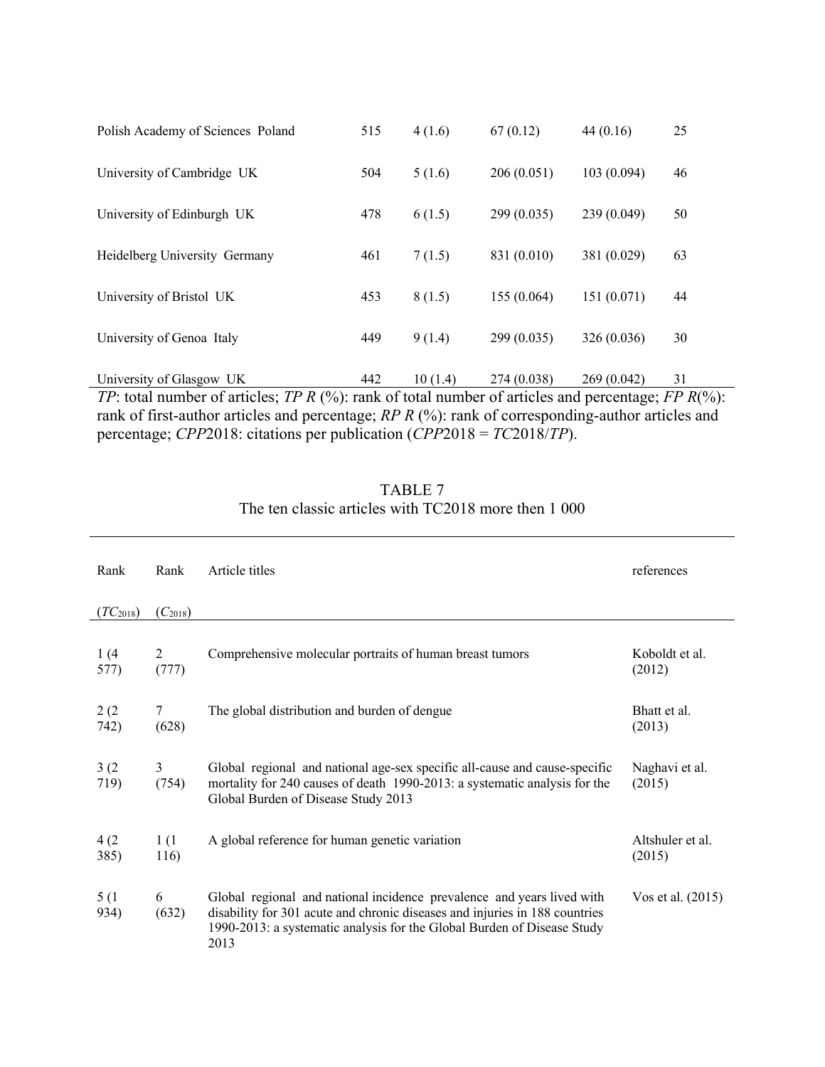| | | | | | |
|---|---|---|---|---|---|
| Polish Academy of Sciences Poland | 515 | 4 (1.6) | 67 (0.12) | 44 (0.16) | 25 |
| University of Cambridge UK | 504 | 5 (1.6) | 206 (0.051) | 103 (0.094) | 46 |
| University of Edinburgh UK | 478 | 6 (1.5) | 299 (0.035) | 239 (0.049) | 50 |
| Heidelberg University Germany | 461 | 7 (1.5) | 831 (0.010) | 381 (0.029) | 63 |
| University of Bristol UK | 453 | 8 (1.5) | 155 (0.064) | 151 (0.071) | 44 |
| University of Genoa Italy | 449 | 9 (1.4) | 299 (0.035) | 326 (0.036) | 30 |
| University of Glasgow UK | 442 | 10 (1.4) | 274 (0.038) | 269 (0.042) | 31 |

*TP*: total number of articles; *TP R* (%): rank of total number of articles and percentage; *FP R*(%): rank of first-author articles and percentage; *RP R* (%): rank of corresponding-author articles and percentage; *CPP*2018: citations per publication (*CPP*2018 = *TC*2018/*TP*).

TABLE 7
The ten classic articles with TC2018 more then 1 000

| Rank ($TC_{2018}$) | Rank ($C_{2018}$) | Article titles | references |
|---|---|---|---|
| 1 (4 577) | 2 (777) | Comprehensive molecular portraits of human breast tumors | Koboldt et al. (2012) |
| 2 (2 742) | 7 (628) | The global distribution and burden of dengue | Bhatt et al. (2013) |
| 3 (2 719) | 3 (754) | Global regional and national age-sex specific all-cause and cause-specific mortality for 240 causes of death 1990-2013: a systematic analysis for the Global Burden of Disease Study 2013 | Naghavi et al. (2015) |
| 4 (2 385) | 1 (1 116) | A global reference for human genetic variation | Altshuler et al. (2015) |
| 5 (1 934) | 6 (632) | Global regional and national incidence prevalence and years lived with disability for 301 acute and chronic diseases and injuries in 188 countries 1990-2013: a systematic analysis for the Global Burden of Disease Study 2013 | Vos et al. (2015) |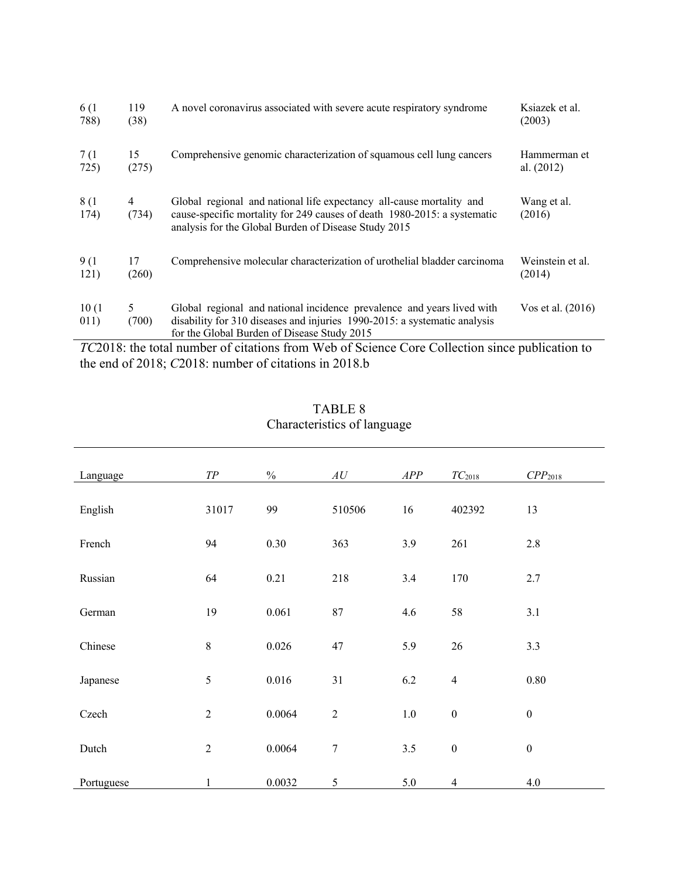| | | | |
|---|---|---|---|
| 6 (1 788) | 119 (38) | A novel coronavirus associated with severe acute respiratory syndrome | Ksiazek et al. (2003) |
| 7 (1 725) | 15 (275) | Comprehensive genomic characterization of squamous cell lung cancers | Hammerman et al. (2012) |
| 8 (1 174) | 4 (734) | Global regional and national life expectancy all-cause mortality and cause-specific mortality for 249 causes of death 1980-2015: a systematic analysis for the Global Burden of Disease Study 2015 | Wang et al. (2016) |
| 9 (1 121) | 17 (260) | Comprehensive molecular characterization of urothelial bladder carcinoma | Weinstein et al. (2014) |
| 10 (1 011) | 5 (700) | Global regional and national incidence prevalence and years lived with disability for 310 diseases and injuries 1990-2015: a systematic analysis for the Global Burden of Disease Study 2015 | Vos et al. (2016) |

*TC*2018: the total number of citations from Web of Science Core Collection since publication to the end of 2018; *C*2018: number of citations in 2018.b

TABLE 8
Characteristics of language

| Language | *TP* | % | *AU* | *APP* | $TC_{2018}$ | $CPP_{2018}$ |
|---|---|---|---|---|---|---|
| English | 31017 | 99 | 510506 | 16 | 402392 | 13 |
| French | 94 | 0.30 | 363 | 3.9 | 261 | 2.8 |
| Russian | 64 | 0.21 | 218 | 3.4 | 170 | 2.7 |
| German | 19 | 0.061 | 87 | 4.6 | 58 | 3.1 |
| Chinese | 8 | 0.026 | 47 | 5.9 | 26 | 3.3 |
| Japanese | 5 | 0.016 | 31 | 6.2 | 4 | 0.80 |
| Czech | 2 | 0.0064 | 2 | 1.0 | 0 | 0 |
| Dutch | 2 | 0.0064 | 7 | 3.5 | 0 | 0 |
| Portuguese | 1 | 0.0032 | 5 | 5.0 | 4 | 4.0 |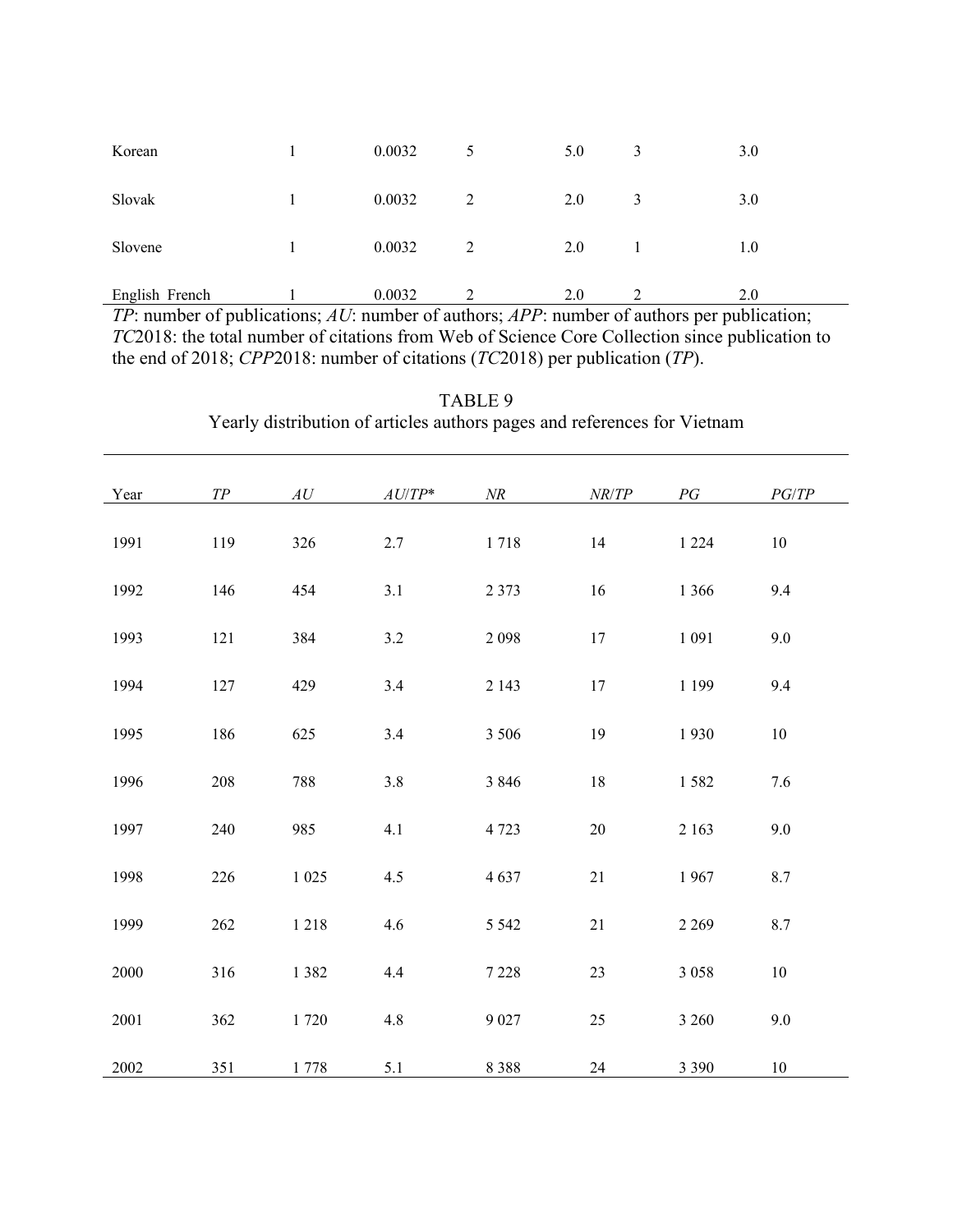| | | | | | | |
|---|---|---|---|---|---|---|
| Korean | 1 | 0.0032 | 5 | 5.0 | 3 | 3.0 |
| Slovak | 1 | 0.0032 | 2 | 2.0 | 3 | 3.0 |
| Slovene | 1 | 0.0032 | 2 | 2.0 | 1 | 1.0 |
| English French | 1 | 0.0032 | 2 | 2.0 | 2 | 2.0 |

*TP*: number of publications; *AU*: number of authors; *APP*: number of authors per publication; *TC*2018: the total number of citations from Web of Science Core Collection since publication to the end of 2018; *CPP*2018: number of citations (*TC*2018) per publication (*TP*).

TABLE 9
Yearly distribution of articles authors pages and references for Vietnam

| Year | *TP* | *AU* | *AU*/*TP** | *NR* | *NR*/*TP* | *PG* | *PG*/*TP* |
|---|---|---|---|---|---|---|---|
| 1991 | 119 | 326 | 2.7 | 1 718 | 14 | 1 224 | 10 |
| 1992 | 146 | 454 | 3.1 | 2 373 | 16 | 1 366 | 9.4 |
| 1993 | 121 | 384 | 3.2 | 2 098 | 17 | 1 091 | 9.0 |
| 1994 | 127 | 429 | 3.4 | 2 143 | 17 | 1 199 | 9.4 |
| 1995 | 186 | 625 | 3.4 | 3 506 | 19 | 1 930 | 10 |
| 1996 | 208 | 788 | 3.8 | 3 846 | 18 | 1 582 | 7.6 |
| 1997 | 240 | 985 | 4.1 | 4 723 | 20 | 2 163 | 9.0 |
| 1998 | 226 | 1 025 | 4.5 | 4 637 | 21 | 1 967 | 8.7 |
| 1999 | 262 | 1 218 | 4.6 | 5 542 | 21 | 2 269 | 8.7 |
| 2000 | 316 | 1 382 | 4.4 | 7 228 | 23 | 3 058 | 10 |
| 2001 | 362 | 1 720 | 4.8 | 9 027 | 25 | 3 260 | 9.0 |
| 2002 | 351 | 1 778 | 5.1 | 8 388 | 24 | 3 390 | 10 |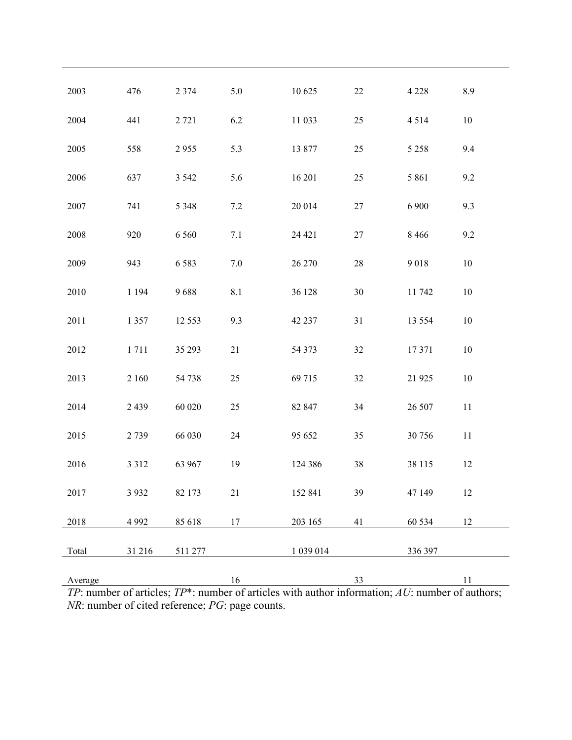| | | | | | | | |
|---|---|---|---|---|---|---|---|
| 2003 | 476 | 2 374 | 5.0 | 10 625 | 22 | 4 228 | 8.9 |
| 2004 | 441 | 2 721 | 6.2 | 11 033 | 25 | 4 514 | 10 |
| 2005 | 558 | 2 955 | 5.3 | 13 877 | 25 | 5 258 | 9.4 |
| 2006 | 637 | 3 542 | 5.6 | 16 201 | 25 | 5 861 | 9.2 |
| 2007 | 741 | 5 348 | 7.2 | 20 014 | 27 | 6 900 | 9.3 |
| 2008 | 920 | 6 560 | 7.1 | 24 421 | 27 | 8 466 | 9.2 |
| 2009 | 943 | 6 583 | 7.0 | 26 270 | 28 | 9 018 | 10 |
| 2010 | 1 194 | 9 688 | 8.1 | 36 128 | 30 | 11 742 | 10 |
| 2011 | 1 357 | 12 553 | 9.3 | 42 237 | 31 | 13 554 | 10 |
| 2012 | 1 711 | 35 293 | 21 | 54 373 | 32 | 17 371 | 10 |
| 2013 | 2 160 | 54 738 | 25 | 69 715 | 32 | 21 925 | 10 |
| 2014 | 2 439 | 60 020 | 25 | 82 847 | 34 | 26 507 | 11 |
| 2015 | 2 739 | 66 030 | 24 | 95 652 | 35 | 30 756 | 11 |
| 2016 | 3 312 | 63 967 | 19 | 124 386 | 38 | 38 115 | 12 |
| 2017 | 3 932 | 82 173 | 21 | 152 841 | 39 | 47 149 | 12 |
| 2018 | 4 992 | 85 618 | 17 | 203 165 | 41 | 60 534 | 12 |
| Total | 31 216 | 511 277 | | 1 039 014 | | 336 397 | |
| Average | | | 16 | | 33 | | 11 |

*TP*: number of articles; *TP*\*: number of articles with author information; *AU*: number of authors; *NR*: number of cited reference; *PG*: page counts.